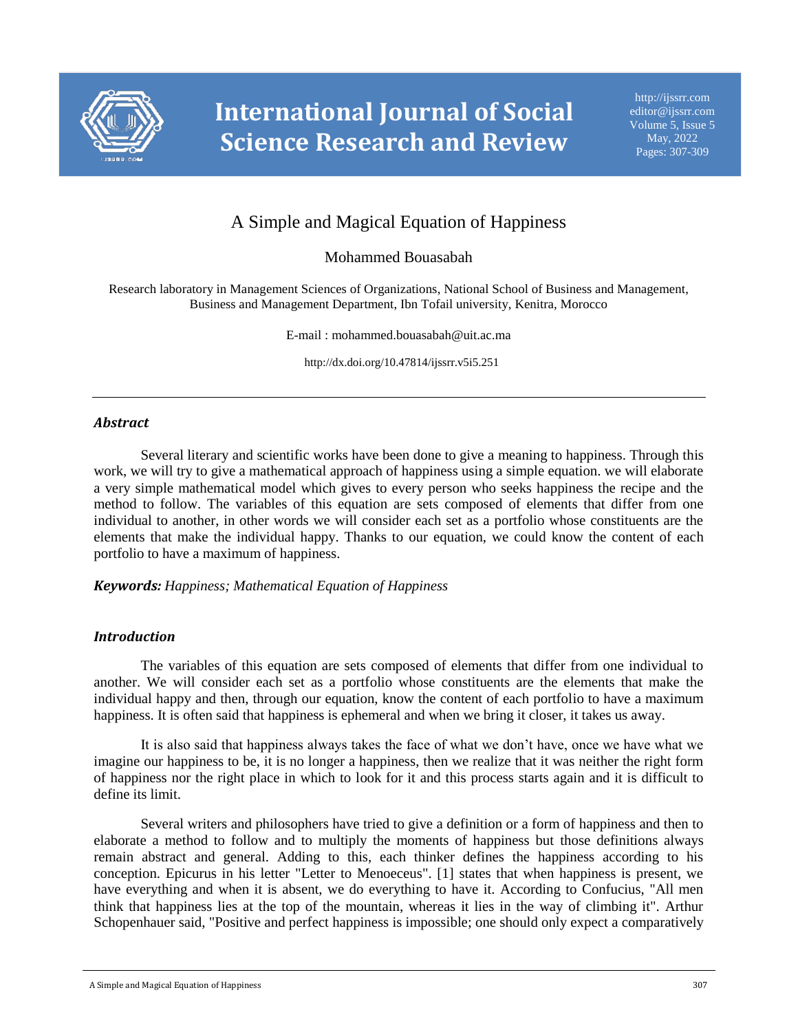# A Simple and Magical Equation of Happiness

Mohammed Bouasabah

Research laboratory in Management Sciences of Organizations, National School of Business and Management, Business and Management Department, Ibn Tofail university, Kenitra, Morocco

E-mail : mohammed.bouasabah@uit.ac.ma

http://dx.doi.org/10.47814/ijssrr.v5i5.251

---

### *Abstract*

Several literary and scientific works have been done to give a meaning to happiness. Through this work, we will try to give a mathematical approach of happiness using a simple equation. we will elaborate a very simple mathematical model which gives to every person who seeks happiness the recipe and the method to follow. The variables of this equation are sets composed of elements that differ from one individual to another, in other words we will consider each set as a portfolio whose constituents are the elements that make the individual happy. Thanks to our equation, we could know the content of each portfolio to have a maximum of happiness.

***Keywords:*** *Happiness; Mathematical Equation of Happiness*

### *Introduction*

The variables of this equation are sets composed of elements that differ from one individual to another. We will consider each set as a portfolio whose constituents are the elements that make the individual happy and then, through our equation, know the content of each portfolio to have a maximum happiness. It is often said that happiness is ephemeral and when we bring it closer, it takes us away.

It is also said that happiness always takes the face of what we don't have, once we have what we imagine our happiness to be, it is no longer a happiness, then we realize that it was neither the right form of happiness nor the right place in which to look for it and this process starts again and it is difficult to define its limit.

Several writers and philosophers have tried to give a definition or a form of happiness and then to elaborate a method to follow and to multiply the moments of happiness but those definitions always remain abstract and general. Adding to this, each thinker defines the happiness according to his conception. Epicurus in his letter "Letter to Menoeceus". [1] states that when happiness is present, we have everything and when it is absent, we do everything to have it. According to Confucius, "All men think that happiness lies at the top of the mountain, whereas it lies in the way of climbing it". Arthur Schopenhauer said, "Positive and perfect happiness is impossible; one should only expect a comparatively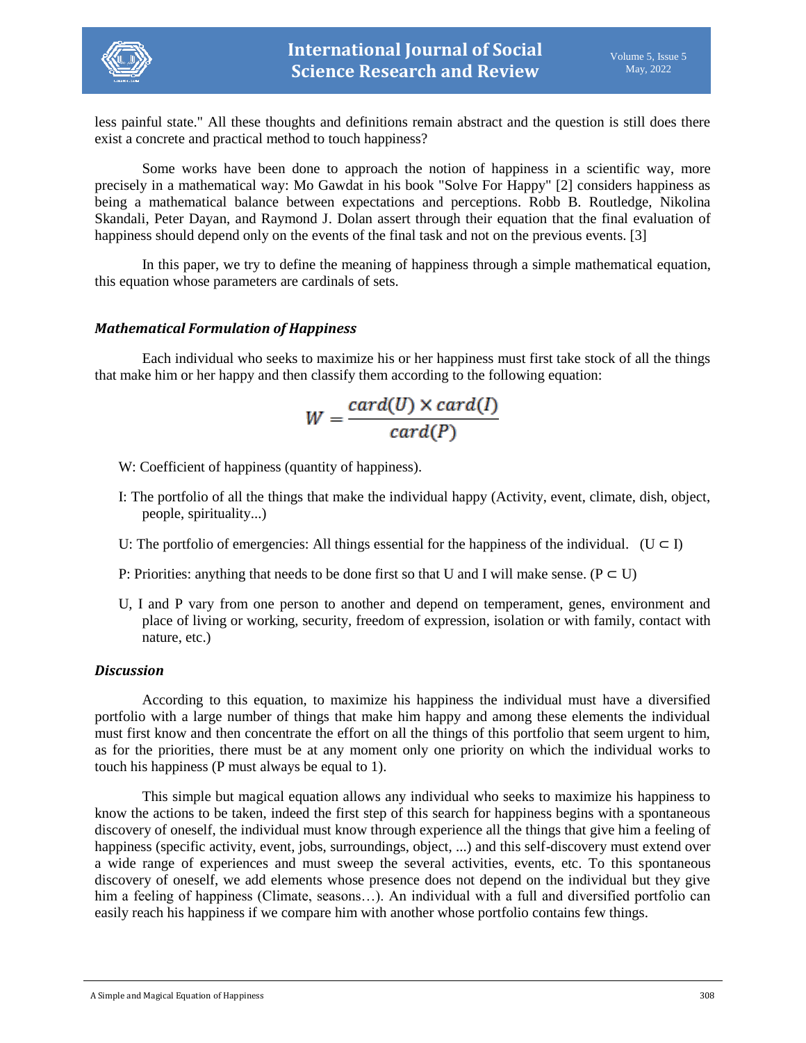less painful state." All these thoughts and definitions remain abstract and the question is still does there exist a concrete and practical method to touch happiness?

Some works have been done to approach the notion of happiness in a scientific way, more precisely in a mathematical way: Mo Gawdat in his book "Solve For Happy" [2] considers happiness as being a mathematical balance between expectations and perceptions. Robb B. Routledge, Nikolina Skandali, Peter Dayan, and Raymond J. Dolan assert through their equation that the final evaluation of happiness should depend only on the events of the final task and not on the previous events. [3]

In this paper, we try to define the meaning of happiness through a simple mathematical equation, this equation whose parameters are cardinals of sets.

### *Mathematical Formulation of Happiness*

Each individual who seeks to maximize his or her happiness must first take stock of all the things that make him or her happy and then classify them according to the following equation:

$$W = \frac{card(U) \times card(I)}{card(P)}$$

W: Coefficient of happiness (quantity of happiness).

I: The portfolio of all the things that make the individual happy (Activity, event, climate, dish, object, people, spirituality...)

U: The portfolio of emergencies: All things essential for the happiness of the individual. $(U \subset I)$

P: Priorities: anything that needs to be done first so that U and I will make sense. $(P \subset U)$

U, I and P vary from one person to another and depend on temperament, genes, environment and place of living or working, security, freedom of expression, isolation or with family, contact with nature, etc.)

### *Discussion*

According to this equation, to maximize his happiness the individual must have a diversified portfolio with a large number of things that make him happy and among these elements the individual must first know and then concentrate the effort on all the things of this portfolio that seem urgent to him, as for the priorities, there must be at any moment only one priority on which the individual works to touch his happiness (P must always be equal to 1).

This simple but magical equation allows any individual who seeks to maximize his happiness to know the actions to be taken, indeed the first step of this search for happiness begins with a spontaneous discovery of oneself, the individual must know through experience all the things that give him a feeling of happiness (specific activity, event, jobs, surroundings, object, ...) and this self-discovery must extend over a wide range of experiences and must sweep the several activities, events, etc. To this spontaneous discovery of oneself, we add elements whose presence does not depend on the individual but they give him a feeling of happiness (Climate, seasons…). An individual with a full and diversified portfolio can easily reach his happiness if we compare him with another whose portfolio contains few things.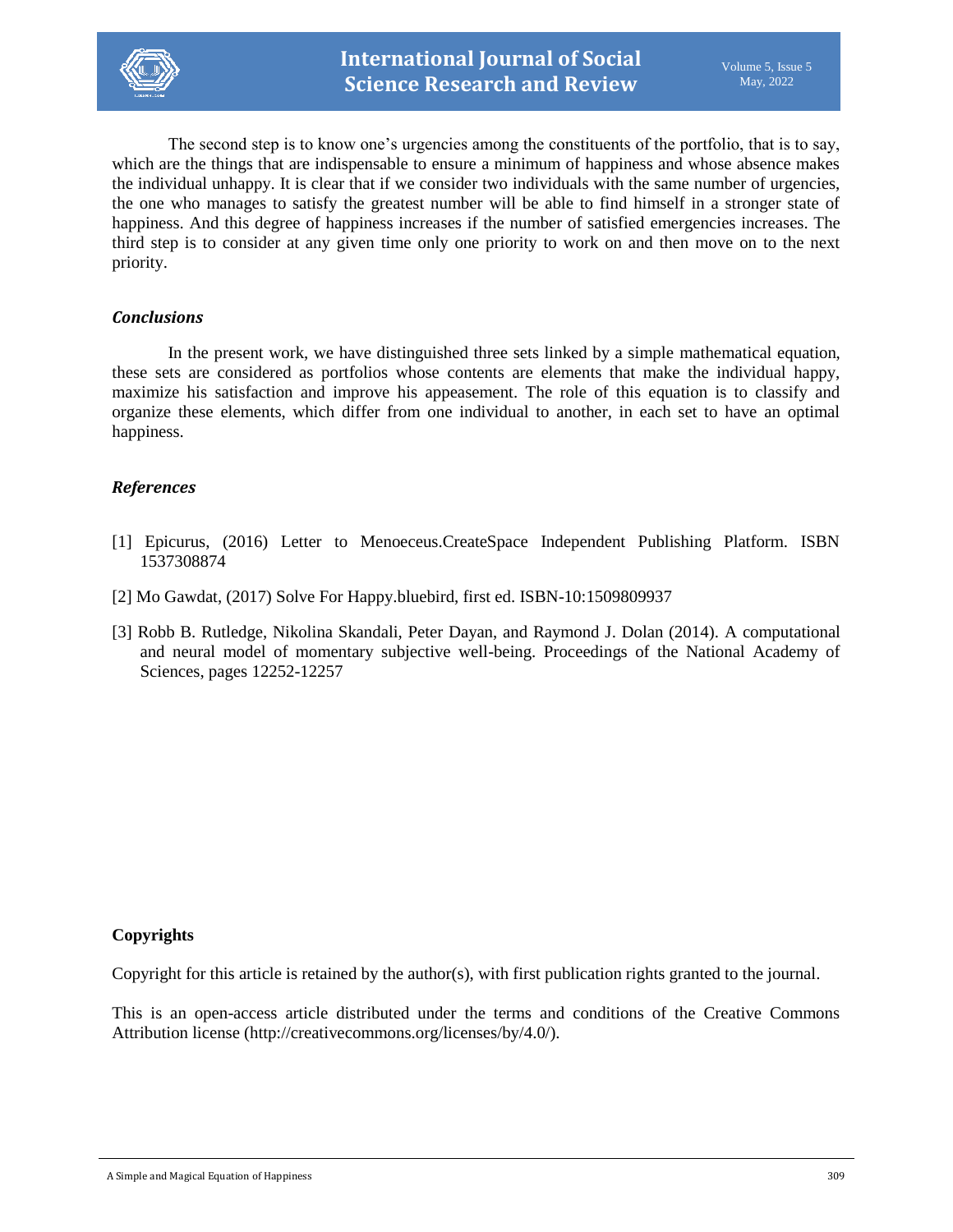The second step is to know one's urgencies among the constituents of the portfolio, that is to say, which are the things that are indispensable to ensure a minimum of happiness and whose absence makes the individual unhappy. It is clear that if we consider two individuals with the same number of urgencies, the one who manages to satisfy the greatest number will be able to find himself in a stronger state of happiness. And this degree of happiness increases if the number of satisfied emergencies increases. The third step is to consider at any given time only one priority to work on and then move on to the next priority.

### *Conclusions*

In the present work, we have distinguished three sets linked by a simple mathematical equation, these sets are considered as portfolios whose contents are elements that make the individual happy, maximize his satisfaction and improve his appeasement. The role of this equation is to classify and organize these elements, which differ from one individual to another, in each set to have an optimal happiness.

### *References*

[1] Epicurus, (2016) Letter to Menoeceus.CreateSpace Independent Publishing Platform. ISBN 1537308874

[2] Mo Gawdat, (2017) Solve For Happy.bluebird, first ed. ISBN-10:1509809937

[3] Robb B. Rutledge, Nikolina Skandali, Peter Dayan, and Raymond J. Dolan (2014). A computational and neural model of momentary subjective well-being. Proceedings of the National Academy of Sciences, pages 12252-12257

**Copyrights**

Copyright for this article is retained by the author(s), with first publication rights granted to the journal.

This is an open-access article distributed under the terms and conditions of the Creative Commons Attribution license (http://creativecommons.org/licenses/by/4.0/).